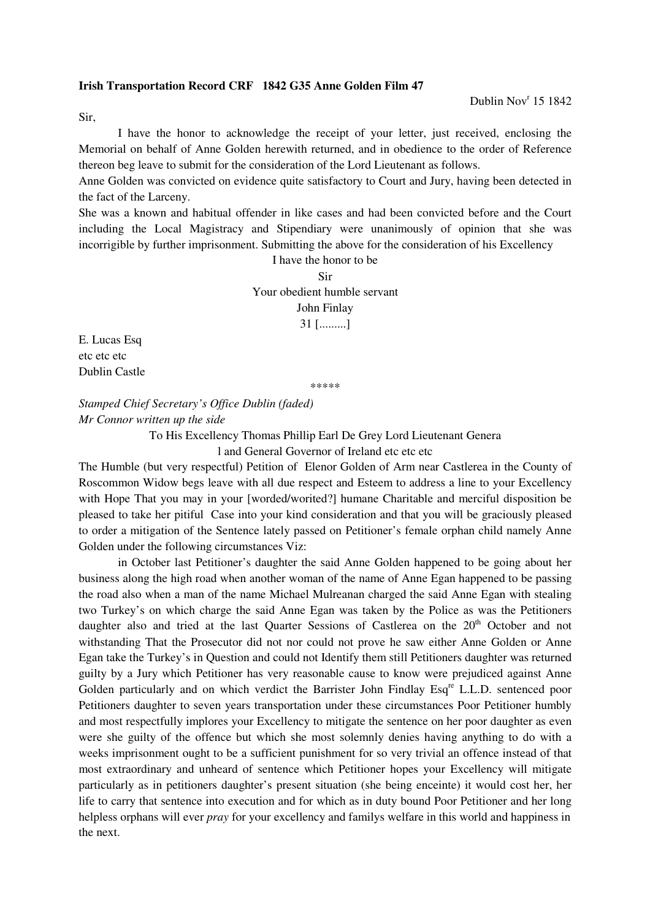**Irish Transportation Record CRF 1842 G35 Anne Golden Film 47**

Dublin Nov[r] 15 1842

Sir,

I have the honor to acknowledge the receipt of your letter, just received, enclosing the Memorial on behalf of Anne Golden herewith returned, and in obedience to the order of Reference thereon beg leave to submit for the consideration of the Lord Lieutenant as follows.

Anne Golden was convicted on evidence quite satisfactory to Court and Jury, having been detected in the fact of the Larceny.

She was a known and habitual offender in like cases and had been convicted before and the Court including the Local Magistracy and Stipendiary were unanimously of opinion that she was incorrigible by further imprisonment. Submitting the above for the consideration of his Excellency

I have the honor to be  
Sir  
Your obedient humble servant  
John Finlay  
31 [.........]

E. Lucas Esq  
etc etc etc  
Dublin Castle

\*\*\*\*\*

*Stamped Chief Secretary's Office Dublin (faded)*  
*Mr Connor written up the side*

To His Excellency Thomas Phillip Earl De Grey Lord Lieutenant Genera  
l and General Governor of Ireland etc etc etc

The Humble (but very respectful) Petition of Elenor Golden of Arm near Castlerea in the County of Roscommon Widow begs leave with all due respect and Esteem to address a line to your Excellency with Hope That you may in your [worded/worited?] humane Charitable and merciful disposition be pleased to take her pitiful Case into your kind consideration and that you will be graciously pleased to order a mitigation of the Sentence lately passed on Petitioner's female orphan child namely Anne Golden under the following circumstances Viz:

in October last Petitioner's daughter the said Anne Golden happened to be going about her business along the high road when another woman of the name of Anne Egan happened to be passing the road also when a man of the name Michael Mulreanan charged the said Anne Egan with stealing two Turkey's on which charge the said Anne Egan was taken by the Police as was the Petitioners daughter also and tried at the last Quarter Sessions of Castlerea on the 20[th] October and not withstanding That the Prosecutor did not nor could not prove he saw either Anne Golden or Anne Egan take the Turkey's in Question and could not Identify them still Petitioners daughter was returned guilty by a Jury which Petitioner has very reasonable cause to know were prejudiced against Anne Golden particularly and on which verdict the Barrister John Findlay Esq[re] L.L.D. sentenced poor Petitioners daughter to seven years transportation under these circumstances Poor Petitioner humbly and most respectfully implores your Excellency to mitigate the sentence on her poor daughter as even were she guilty of the offence but which she most solemnly denies having anything to do with a weeks imprisonment ought to be a sufficient punishment for so very trivial an offence instead of that most extraordinary and unheard of sentence which Petitioner hopes your Excellency will mitigate particularly as in petitioners daughter's present situation (she being enceinte) it would cost her, her life to carry that sentence into execution and for which as in duty bound Poor Petitioner and her long helpless orphans will ever *pray* for your excellency and familys welfare in this world and happiness in the next.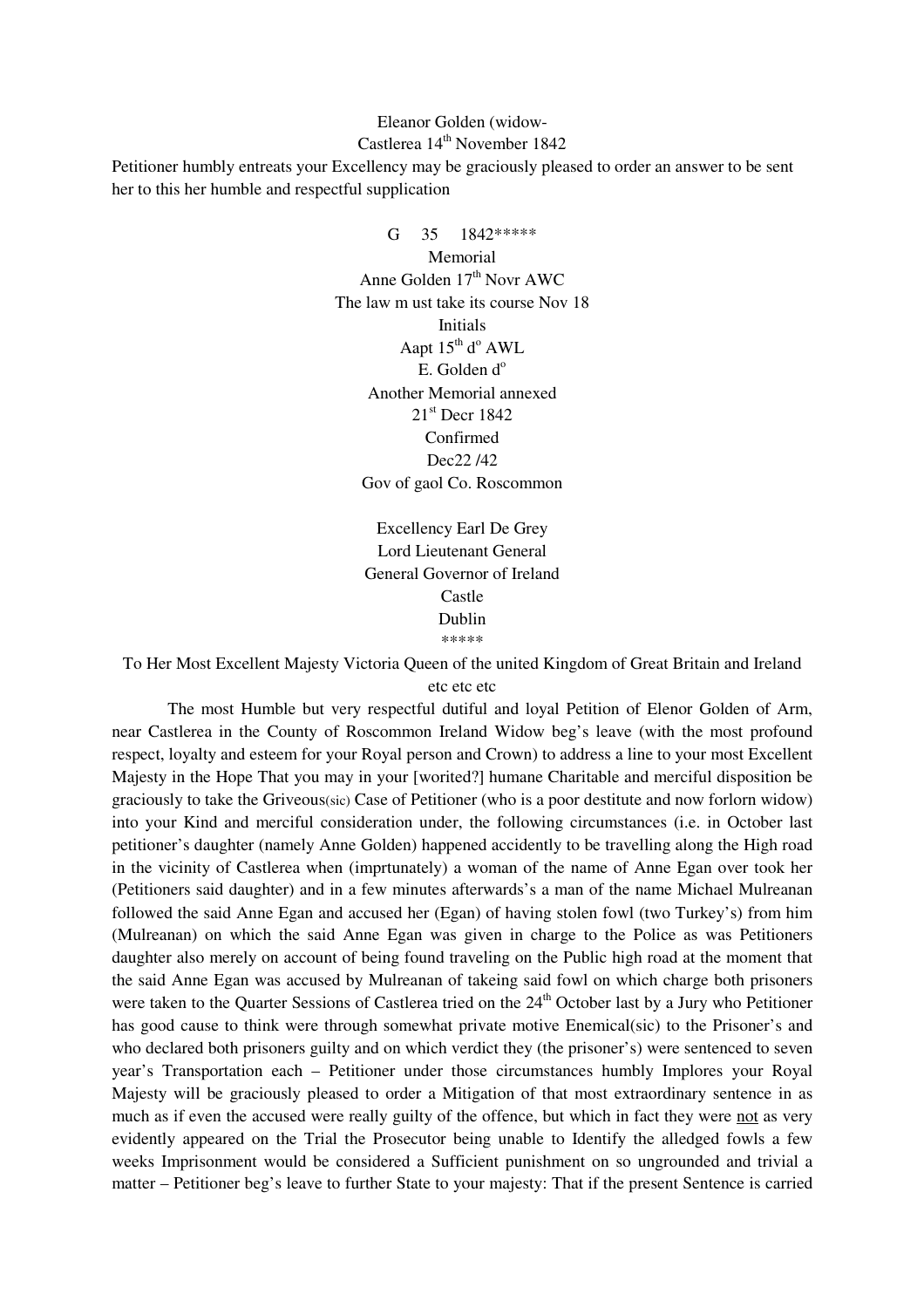Eleanor Golden (widow-
Castlerea 14th November 1842

Petitioner humbly entreats your Excellency may be graciously pleased to order an answer to be sent her to this her humble and respectful supplication

G 35 1842*****
Memorial
Anne Golden 17th Novr AWC
The law m ust take its course Nov 18
Initials
Aapt 15th do AWL
E. Golden do
Another Memorial annexed
21st Decr 1842
Confirmed
Dec22 /42
Gov of gaol Co. Roscommon

Excellency Earl De Grey
Lord Lieutenant General
General Governor of Ireland
Castle
Dublin
*****

To Her Most Excellent Majesty Victoria Queen of the united Kingdom of Great Britain and Ireland etc etc etc

The most Humble but very respectful dutiful and loyal Petition of Elenor Golden of Arm, near Castlerea in the County of Roscommon Ireland Widow beg's leave (with the most profound respect, loyalty and esteem for your Royal person and Crown) to address a line to your most Excellent Majesty in the Hope That you may in your [worited?] humane Charitable and merciful disposition be graciously to take the Griveous(sic) Case of Petitioner (who is a poor destitute and now forlorn widow) into your Kind and merciful consideration under, the following circumstances (i.e. in October last petitioner's daughter (namely Anne Golden) happened accidently to be travelling along the High road in the vicinity of Castlerea when (imprtunately) a woman of the name of Anne Egan over took her (Petitioners said daughter) and in a few minutes afterwards's a man of the name Michael Mulreanan followed the said Anne Egan and accused her (Egan) of having stolen fowl (two Turkey's) from him (Mulreanan) on which the said Anne Egan was given in charge to the Police as was Petitioners daughter also merely on account of being found traveling on the Public high road at the moment that the said Anne Egan was accused by Mulreanan of takeing said fowl on which charge both prisoners were taken to the Quarter Sessions of Castlerea tried on the 24th October last by a Jury who Petitioner has good cause to think were through somewhat private motive Enemical(sic) to the Prisoner's and who declared both prisoners guilty and on which verdict they (the prisoner's) were sentenced to seven year's Transportation each – Petitioner under those circumstances humbly Implores your Royal Majesty will be graciously pleased to order a Mitigation of that most extraordinary sentence in as much as if even the accused were really guilty of the offence, but which in fact they were not as very evidently appeared on the Trial the Prosecutor being unable to Identify the alledged fowls a few weeks Imprisonment would be considered a Sufficient punishment on so ungrounded and trivial a matter – Petitioner beg's leave to further State to your majesty: That if the present Sentence is carried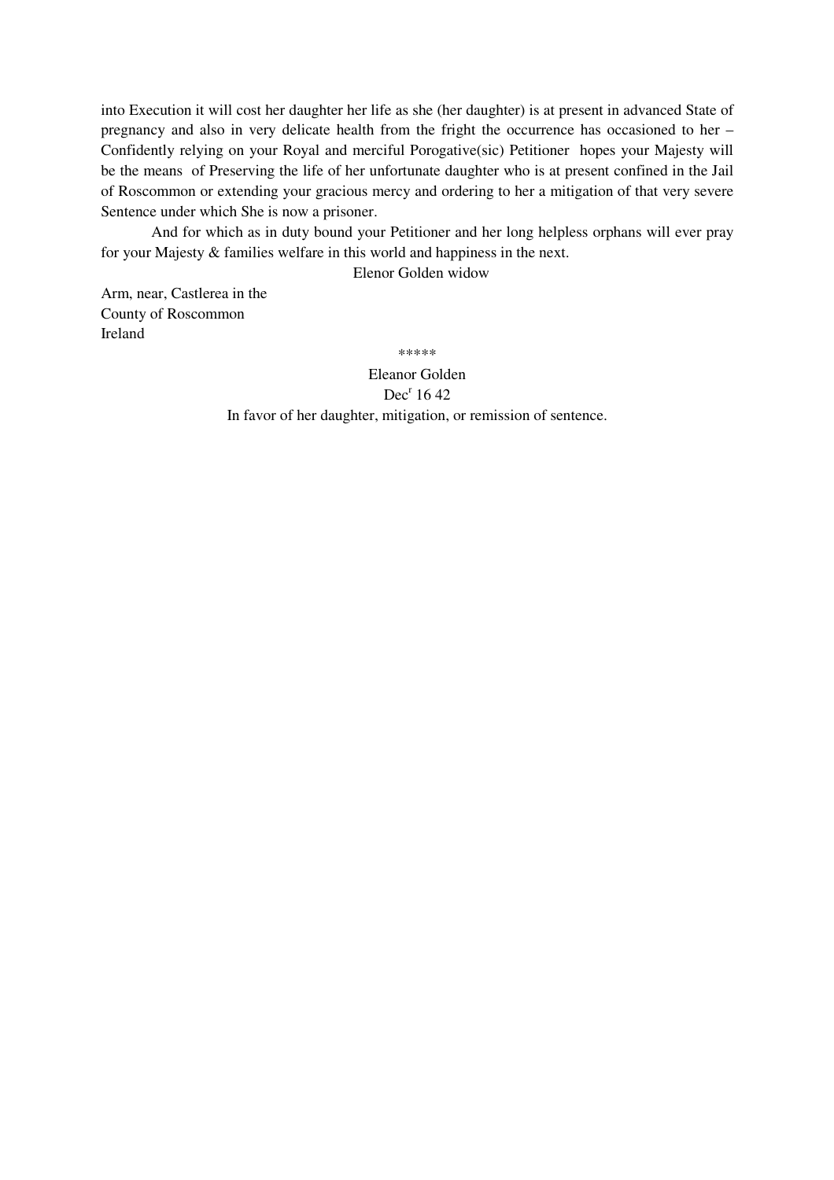into Execution it will cost her daughter her life as she (her daughter) is at present in advanced State of pregnancy and also in very delicate health from the fright the occurrence has occasioned to her – Confidently relying on your Royal and merciful Porogative(sic) Petitioner hopes your Majesty will be the means of Preserving the life of her unfortunate daughter who is at present confined in the Jail of Roscommon or extending your gracious mercy and ordering to her a mitigation of that very severe Sentence under which She is now a prisoner.

And for which as in duty bound your Petitioner and her long helpless orphans will ever pray for your Majesty & families welfare in this world and happiness in the next.

Elenor Golden widow

Arm, near, Castlerea in the  
County of Roscommon  
Ireland

*****

Eleanor Golden  
Dec[r] 16 42  
In favor of her daughter, mitigation, or remission of sentence.